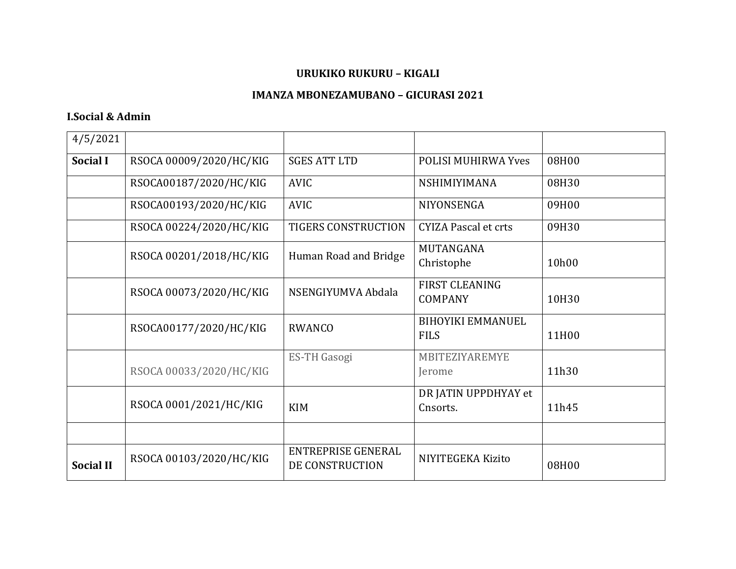**URUKIKO RUKURU – KIGALI**

**IMANZA MBONEZAMUBANO – GICURASI 2021**

**I.Social & Admin**

| 4/5/2021 | | | | |
|---|---|---|---|---|
| **Social I** | RSOCA 00009/2020/HC/KIG | SGES ATT LTD | POLISI MUHIRWA Yves | 08H00 |
| | RSOCA00187/2020/HC/KIG | AVIC | NSHIMIYIMANA | 08H30 |
| | RSOCA00193/2020/HC/KIG | AVIC | NIYONSENGA | 09H00 |
| | RSOCA 00224/2020/HC/KIG | TIGERS CONSTRUCTION | CYIZA Pascal et crts | 09H30 |
| | RSOCA 00201/2018/HC/KIG | Human Road and Bridge | MUTANGANA Christophe | 10h00 |
| | RSOCA 00073/2020/HC/KIG | NSENGIYUMVA Abdala | FIRST CLEANING COMPANY | 10H30 |
| | RSOCA00177/2020/HC/KIG | RWANCO | BIHOYIKI EMMANUEL FILS | 11H00 |
| | RSOCA 00033/2020/HC/KIG | ES-TH Gasogi | MBITEZIYAREMYE Jerome | 11h30 |
| | RSOCA 0001/2021/HC/KIG | KIM | DR JATIN UPPDHYAY et Cnsorts. | 11h45 |
| | | | | |
| **Social II** | RSOCA 00103/2020/HC/KIG | ENTREPRISE GENERAL DE CONSTRUCTION | NIYITEGEKA Kizito | 08H00 |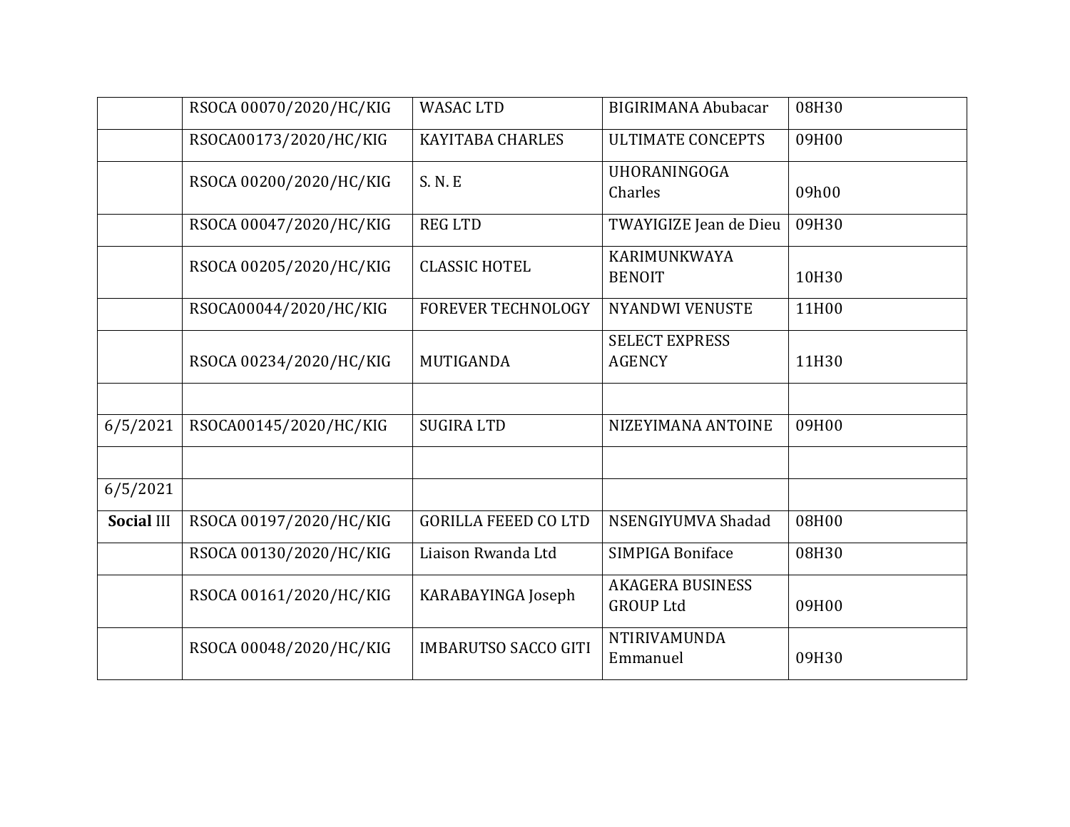| | | | | |
|---|---|---|---|---|
| | RSOCA 00070/2020/HC/KIG | WASAC LTD | BIGIRIMANA Abubacar | 08H30 |
| | RSOCA00173/2020/HC/KIG | KAYITABA CHARLES | ULTIMATE CONCEPTS | 09H00 |
| | RSOCA 00200/2020/HC/KIG | S. N. E | UHORANINGOGA Charles | 09h00 |
| | RSOCA 00047/2020/HC/KIG | REG LTD | TWAYIGIZE Jean de Dieu | 09H30 |
| | RSOCA 00205/2020/HC/KIG | CLASSIC HOTEL | KARIMUNKWAYA BENOIT | 10H30 |
| | RSOCA00044/2020/HC/KIG | FOREVER TECHNOLOGY | NYANDWI VENUSTE | 11H00 |
| | RSOCA 00234/2020/HC/KIG | MUTIGANDA | SELECT EXPRESS AGENCY | 11H30 |
| | | | | |
| 6/5/2021 | RSOCA00145/2020/HC/KIG | SUGIRA LTD | NIZEYIMANA ANTOINE | 09H00 |
| | | | | |
| 6/5/2021 | | | | |
| **Social** III | RSOCA 00197/2020/HC/KIG | GORILLA FEEED CO LTD | NSENGIYUMVA Shadad | 08H00 |
| | RSOCA 00130/2020/HC/KIG | Liaison Rwanda Ltd | SIMPIGA Boniface | 08H30 |
| | RSOCA 00161/2020/HC/KIG | KARABAYINGA Joseph | AKAGERA BUSINESS GROUP Ltd | 09H00 |
| | RSOCA 00048/2020/HC/KIG | IMBARUTSO SACCO GITI | NTIRIVAMUNDA Emmanuel | 09H30 |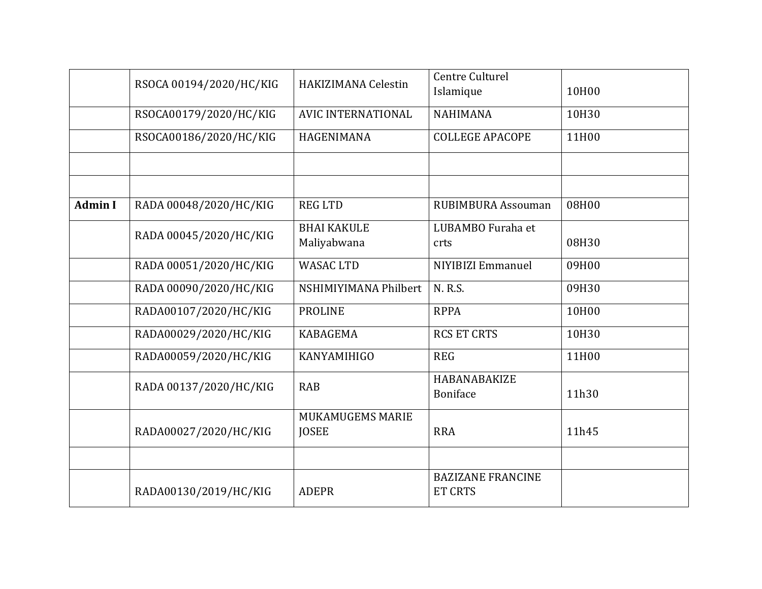|  |  |  |  |  |
|---|---|---|---|---|
|  | RSOCA 00194/2020/HC/KIG | HAKIZIMANA Celestin | Centre Culturel Islamique | 10H00 |
|  | RSOCA00179/2020/HC/KIG | AVIC INTERNATIONAL | NAHIMANA | 10H30 |
|  | RSOCA00186/2020/HC/KIG | HAGENIMANA | COLLEGE APACOPE | 11H00 |
|  |  |  |  |  |
|  |  |  |  |  |
| **Admin I** | RADA 00048/2020/HC/KIG | REG LTD | RUBIMBURA Assouman | 08H00 |
|  | RADA 00045/2020/HC/KIG | BHAI KAKULE Maliyabwana | LUBAMBO Furaha et crts | 08H30 |
|  | RADA 00051/2020/HC/KIG | WASAC LTD | NIYIBIZI Emmanuel | 09H00 |
|  | RADA 00090/2020/HC/KIG | NSHIMIYIMANA Philbert | N. R.S. | 09H30 |
|  | RADA00107/2020/HC/KIG | PROLINE | RPPA | 10H00 |
|  | RADA00029/2020/HC/KIG | KABAGEMA | RCS ET CRTS | 10H30 |
|  | RADA00059/2020/HC/KIG | KANYAMIHIGO | REG | 11H00 |
|  | RADA 00137/2020/HC/KIG | RAB | HABANABAKIZE Boniface | 11h30 |
|  | RADA00027/2020/HC/KIG | MUKAMUGEMS MARIE JOSEE | RRA | 11h45 |
|  |  |  |  |  |
|  | RADA00130/2019/HC/KIG | ADEPR | BAZIZANE FRANCINE ET CRTS |  |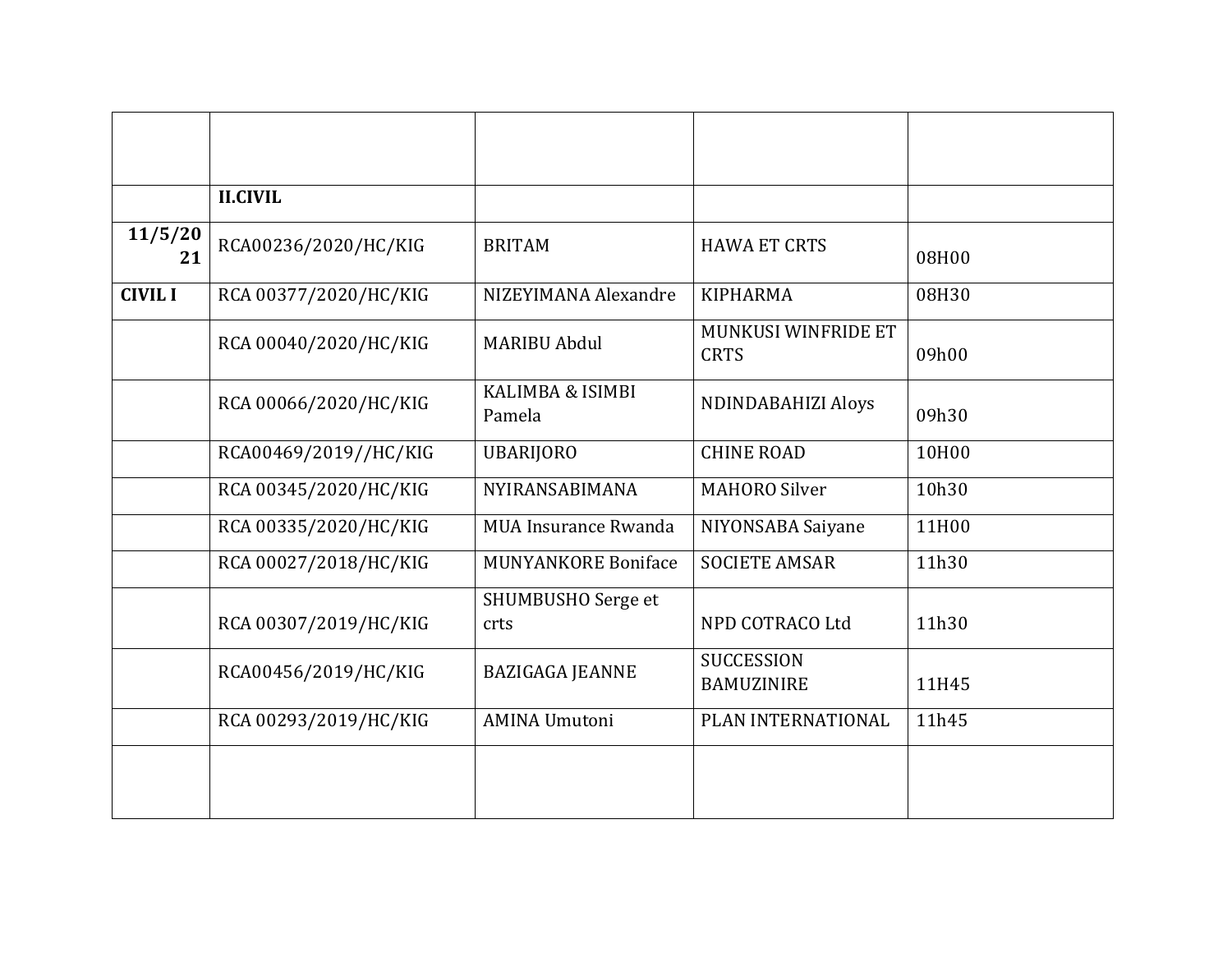| | | | | |
|---|---|---|---|---|
| | **II.CIVIL** | | | |
| **11/5/2021** | RCA00236/2020/HC/KIG | BRITAM | HAWA ET CRTS | 08H00 |
| **CIVIL I** | RCA 00377/2020/HC/KIG | NIZEYIMANA Alexandre | KIPHARMA | 08H30 |
| | RCA 00040/2020/HC/KIG | MARIBU Abdul | MUNKUSI WINFRIDE ET CRTS | 09h00 |
| | RCA 00066/2020/HC/KIG | KALIMBA & ISIMBI Pamela | NDINDABAHIZI Aloys | 09h30 |
| | RCA00469/2019//HC/KIG | UBARIJORO | CHINE ROAD | 10H00 |
| | RCA 00345/2020/HC/KIG | NYIRANSABIMANA | MAHORO Silver | 10h30 |
| | RCA 00335/2020/HC/KIG | MUA Insurance Rwanda | NIYONSABA Saiyane | 11H00 |
| | RCA 00027/2018/HC/KIG | MUNYANKORE Boniface | SOCIETE AMSAR | 11h30 |
| | RCA 00307/2019/HC/KIG | SHUMBUSHO Serge et crts | NPD COTRACO Ltd | 11h30 |
| | RCA00456/2019/HC/KIG | BAZIGAGA JEANNE | SUCCESSION BAMUZINIRE | 11H45 |
| | RCA 00293/2019/HC/KIG | AMINA Umutoni | PLAN INTERNATIONAL | 11h45 |
| | | | | |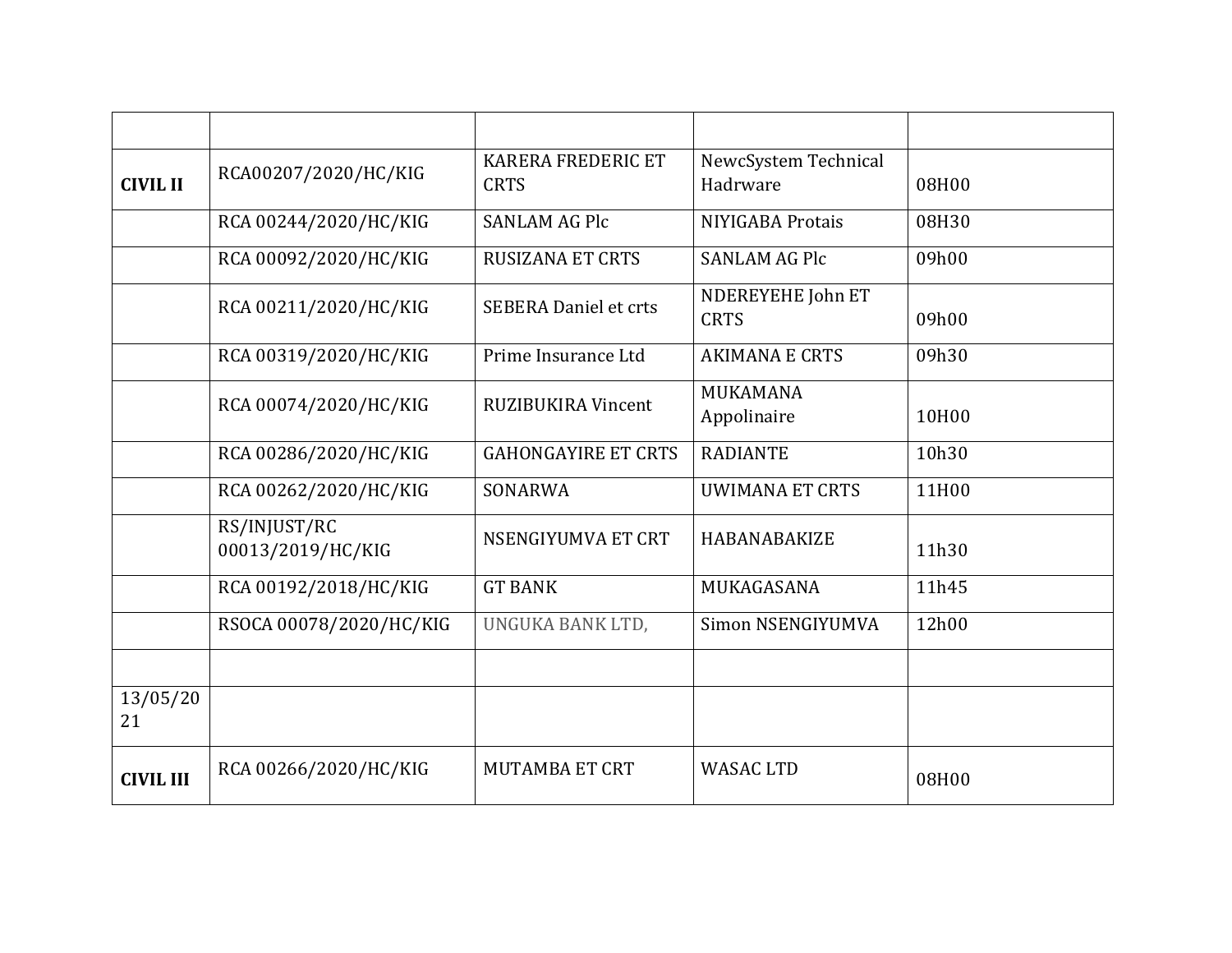| | | | | |
|---|---|---|---|---|
| **CIVIL II** | RCA00207/2020/HC/KIG | KARERA FREDERIC ET CRTS | NewcSystem Technical Hadrware | 08H00 |
| | RCA 00244/2020/HC/KIG | SANLAM AG Plc | NIYIGABA Protais | 08H30 |
| | RCA 00092/2020/HC/KIG | RUSIZANA ET CRTS | SANLAM AG Plc | 09h00 |
| | RCA 00211/2020/HC/KIG | SEBERA Daniel et crts | NDEREYEHE John ET CRTS | 09h00 |
| | RCA 00319/2020/HC/KIG | Prime Insurance Ltd | AKIMANA E CRTS | 09h30 |
| | RCA 00074/2020/HC/KIG | RUZIBUKIRA Vincent | MUKAMANA Appolinaire | 10H00 |
| | RCA 00286/2020/HC/KIG | GAHONGAYIRE ET CRTS | RADIANTE | 10h30 |
| | RCA 00262/2020/HC/KIG | SONARWA | UWIMANA ET CRTS | 11H00 |
| | RS/INJUST/RC 00013/2019/HC/KIG | NSENGIYUMVA ET CRT | HABANABAKIZE | 11h30 |
| | RCA 00192/2018/HC/KIG | GT BANK | MUKAGASANA | 11h45 |
| | RSOCA 00078/2020/HC/KIG | UNGUKA BANK LTD, | Simon NSENGIYUMVA | 12h00 |
| | | | | |
| 13/05/2021 | | | | |
| **CIVIL III** | RCA 00266/2020/HC/KIG | MUTAMBA ET CRT | WASAC LTD | 08H00 |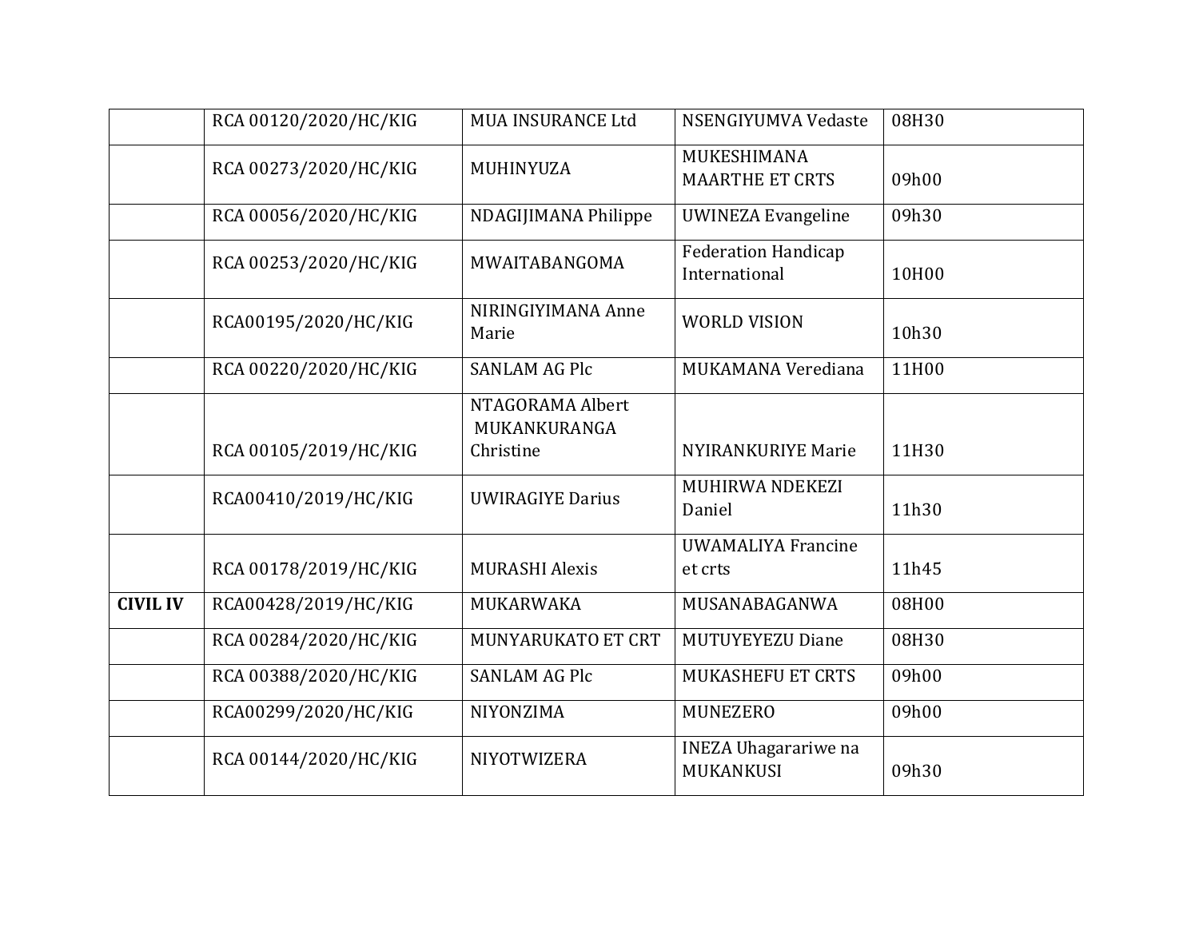| | | | | |
|---|---|---|---|---|
| | RCA 00120/2020/HC/KIG | MUA INSURANCE Ltd | NSENGIYUMVA Vedaste | 08H30 |
| | RCA 00273/2020/HC/KIG | MUHINYUZA | MUKESHIMANA MAARTHE ET CRTS | 09h00 |
| | RCA 00056/2020/HC/KIG | NDAGIJIMANA Philippe | UWINEZA Evangeline | 09h30 |
| | RCA 00253/2020/HC/KIG | MWAITABANGOMA | Federation Handicap International | 10H00 |
| | RCA00195/2020/HC/KIG | NIRINGIYIMANA Anne Marie | WORLD VISION | 10h30 |
| | RCA 00220/2020/HC/KIG | SANLAM AG Plc | MUKAMANA Verediana | 11H00 |
| | RCA 00105/2019/HC/KIG | NTAGORAMA Albert MUKANKURANGA Christine | NYIRANKURIYE Marie | 11H30 |
| | RCA00410/2019/HC/KIG | UWIRAGIYE Darius | MUHIRWA NDEKEZI Daniel | 11h30 |
| | RCA 00178/2019/HC/KIG | MURASHI Alexis | UWAMALIYA Francine et crts | 11h45 |
| **CIVIL IV** | RCA00428/2019/HC/KIG | MUKARWAKA | MUSANABAGANWA | 08H00 |
| | RCA 00284/2020/HC/KIG | MUNYARUKATO ET CRT | MUTUYEYEZU Diane | 08H30 |
| | RCA 00388/2020/HC/KIG | SANLAM AG Plc | MUKASHEFU ET CRTS | 09h00 |
| | RCA00299/2020/HC/KIG | NIYONZIMA | MUNEZERO | 09h00 |
| | RCA 00144/2020/HC/KIG | NIYOTWIZERA | INEZA Uhagarariwe na MUKANKUSI | 09h30 |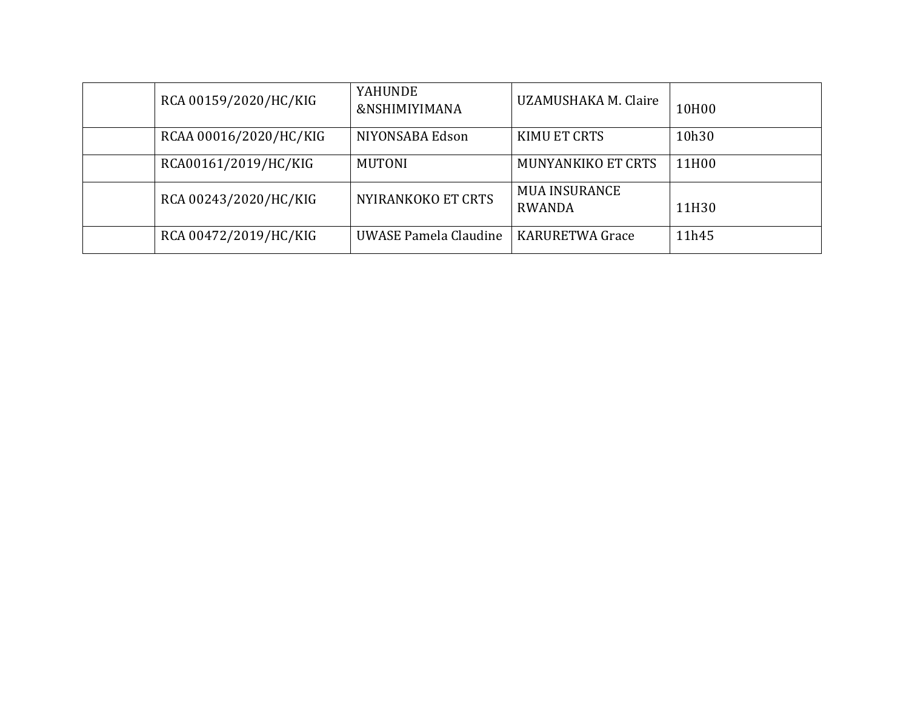| | | | | |
|---|---|---|---|---|
| | RCA 00159/2020/HC/KIG | YAHUNDE &NSHIMIYIMANA | UZAMUSHAKA M. Claire | 10H00 |
| | RCAA 00016/2020/HC/KIG | NIYONSABA Edson | KIMU ET CRTS | 10h30 |
| | RCA00161/2019/HC/KIG | MUTONI | MUNYANKIKO ET CRTS | 11H00 |
| | RCA 00243/2020/HC/KIG | NYIRANKOKO ET CRTS | MUA INSURANCE RWANDA | 11H30 |
| | RCA 00472/2019/HC/KIG | UWASE Pamela Claudine | KARURETWA Grace | 11h45 |